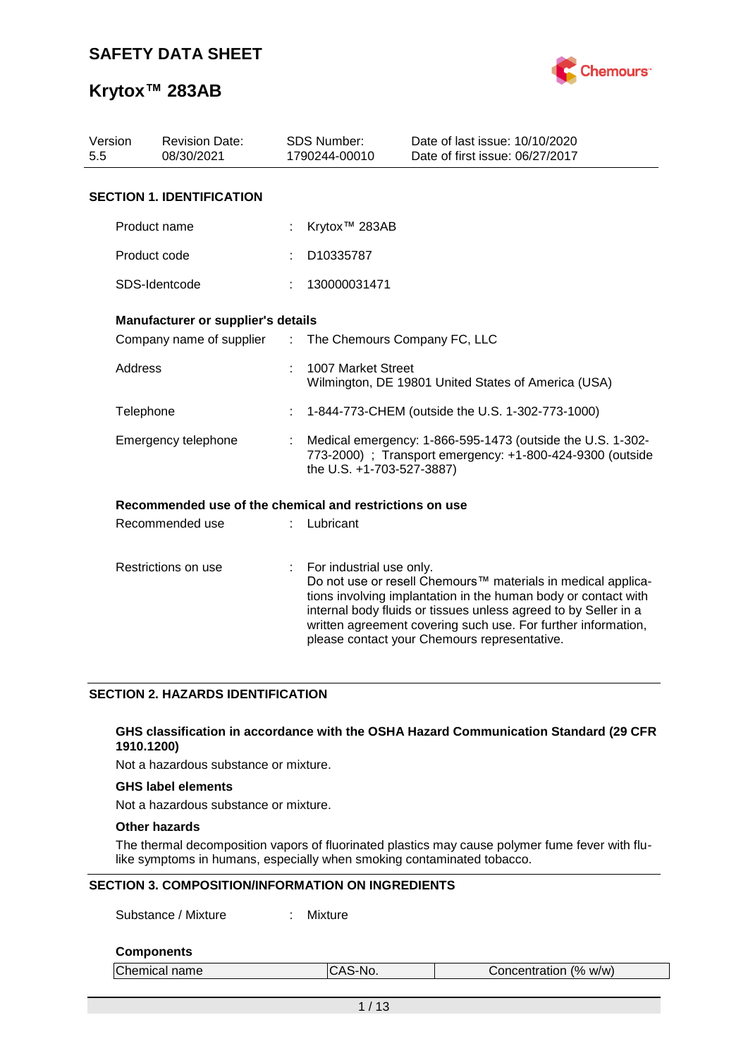# SAFETY DATA SHEET

# Krytox™ 283AB

| Version | Revision Date: | SDS Number: | Date of last issue: 10/10/2020 |
|---|---|---|---|
| 5.5 | 08/30/2021 | 1790244-00010 | Date of first issue: 06/27/2017 |

## SECTION 1. IDENTIFICATION

Product name : Krytox™ 283AB

Product code : D10335787

SDS-Identcode : 130000031471

**Manufacturer or supplier's details**

Company name of supplier : The Chemours Company FC, LLC

Address : 1007 Market Street
Wilmington, DE 19801 United States of America (USA)

Telephone : 1-844-773-CHEM (outside the U.S. 1-302-773-1000)

Emergency telephone : Medical emergency: 1-866-595-1473 (outside the U.S. 1-302-773-2000) ; Transport emergency: +1-800-424-9300 (outside the U.S. +1-703-527-3887)

**Recommended use of the chemical and restrictions on use**

Recommended use : Lubricant

Restrictions on use : For industrial use only.
Do not use or resell Chemours™ materials in medical applications involving implantation in the human body or contact with internal body fluids or tissues unless agreed to by Seller in a written agreement covering such use. For further information, please contact your Chemours representative.

## SECTION 2. HAZARDS IDENTIFICATION

**GHS classification in accordance with the OSHA Hazard Communication Standard (29 CFR 1910.1200)**

Not a hazardous substance or mixture.

**GHS label elements**

Not a hazardous substance or mixture.

**Other hazards**

The thermal decomposition vapors of fluorinated plastics may cause polymer fume fever with flu-like symptoms in humans, especially when smoking contaminated tobacco.

## SECTION 3. COMPOSITION/INFORMATION ON INGREDIENTS

Substance / Mixture : Mixture

**Components**

| Chemical name | CAS-No. | Concentration (% w/w) |
|---|---|---|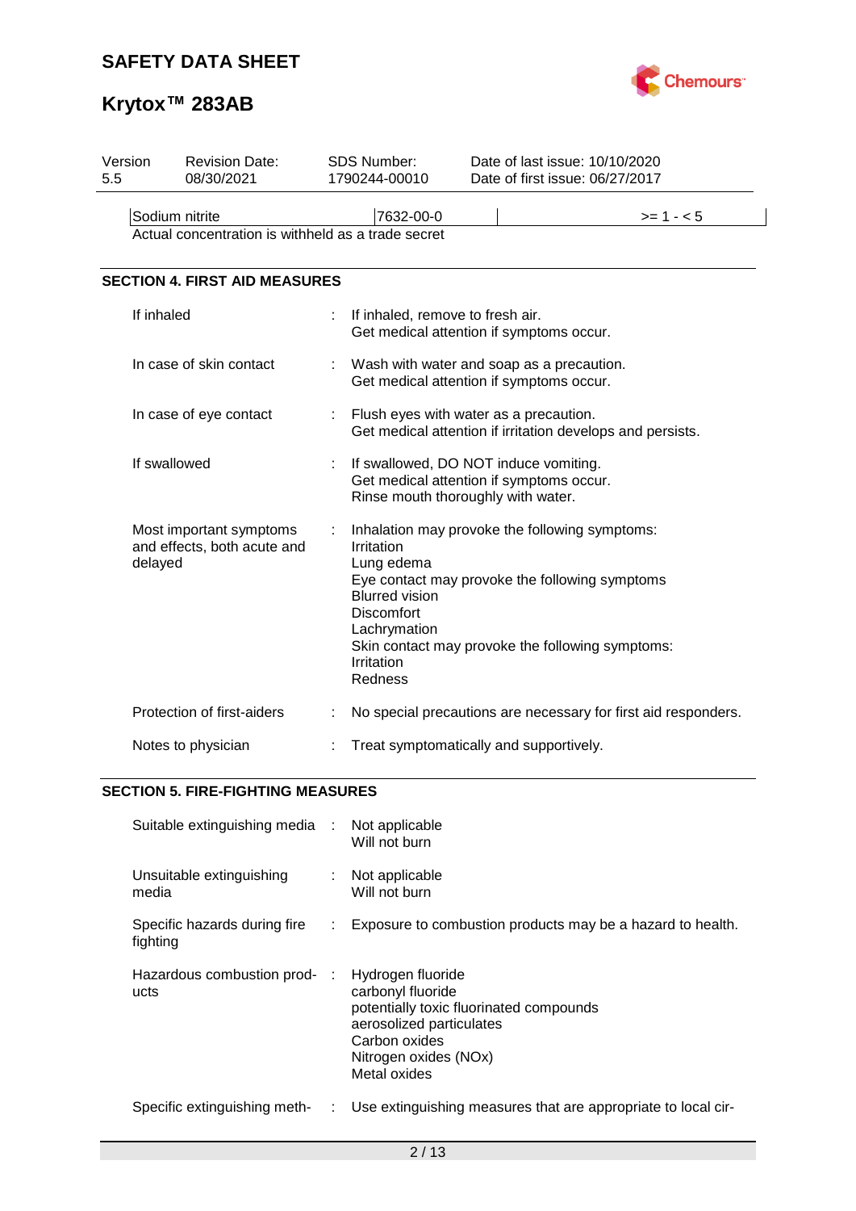| Version 5.5 | Revision Date: 08/30/2021 | SDS Number: 1790244-00010 | Date of last issue: 10/10/2020<br>Date of first issue: 06/27/2017 |
|---|---|---|---|

| Sodium nitrite | 7632-00-0 | | >= 1 - < 5 |
|---|---|---|---|

Actual concentration is withheld as a trade secret

## SECTION 4. FIRST AID MEASURES

If inhaled : If inhaled, remove to fresh air.
Get medical attention if symptoms occur.

In case of skin contact : Wash with water and soap as a precaution.
Get medical attention if symptoms occur.

In case of eye contact : Flush eyes with water as a precaution.
Get medical attention if irritation develops and persists.

If swallowed : If swallowed, DO NOT induce vomiting.
Get medical attention if symptoms occur.
Rinse mouth thoroughly with water.

Most important symptoms and effects, both acute and delayed : Inhalation may provoke the following symptoms:
Irritation
Lung edema
Eye contact may provoke the following symptoms
Blurred vision
Discomfort
Lachrymation
Skin contact may provoke the following symptoms:
Irritation
Redness

Protection of first-aiders : No special precautions are necessary for first aid responders.

Notes to physician : Treat symptomatically and supportively.

## SECTION 5. FIRE-FIGHTING MEASURES

Suitable extinguishing media : Not applicable
Will not burn

Unsuitable extinguishing media : Not applicable
Will not burn

Specific hazards during fire fighting : Exposure to combustion products may be a hazard to health.

Hazardous combustion products : Hydrogen fluoride
carbonyl fluoride
potentially toxic fluorinated compounds
aerosolized particulates
Carbon oxides
Nitrogen oxides (NOx)
Metal oxides

Specific extinguishing meth- : Use extinguishing measures that are appropriate to local cir-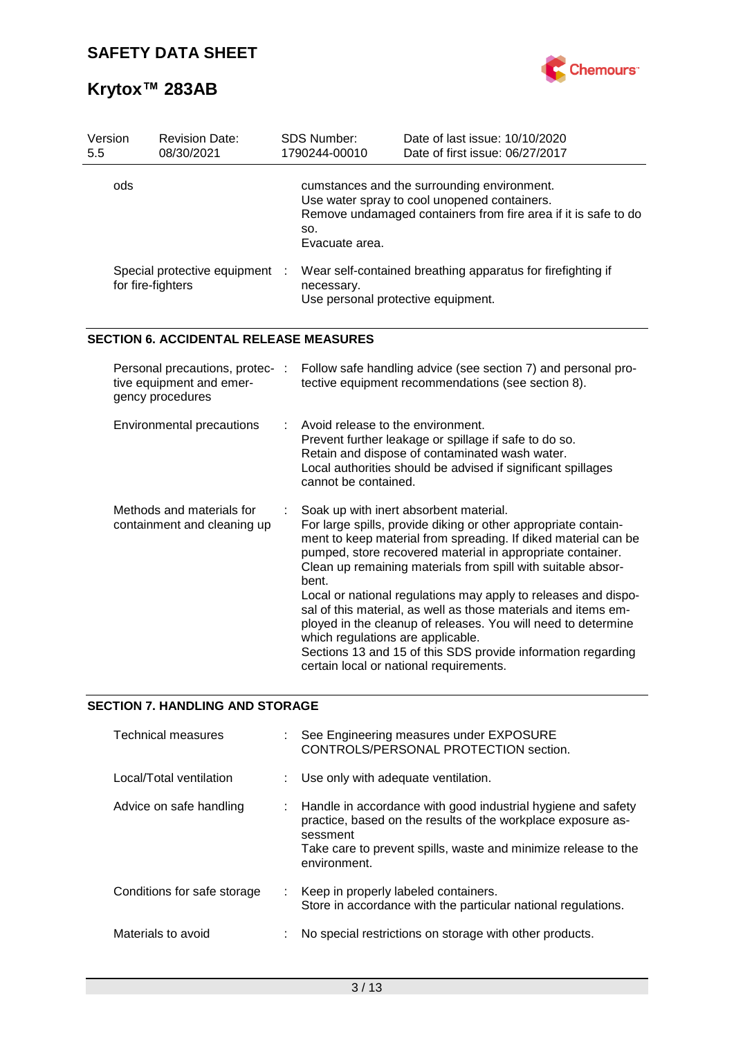| Version 5.5 | Revision Date: 08/30/2021 | SDS Number: 1790244-00010 | Date of last issue: 10/10/2020 Date of first issue: 06/27/2017 |
|---|---|---|---|

| | |
|---|---|
| ods | cumstances and the surrounding environment. Use water spray to cool unopened containers. Remove undamaged containers from fire area if it is safe to do so. Evacuate area. |
| Special protective equipment for fire-fighters | Wear self-contained breathing apparatus for firefighting if necessary. Use personal protective equipment. |

## SECTION 6. ACCIDENTAL RELEASE MEASURES

| | |
|---|---|
| Personal precautions, protective equipment and emergency procedures | Follow safe handling advice (see section 7) and personal protective equipment recommendations (see section 8). |
| Environmental precautions | Avoid release to the environment. Prevent further leakage or spillage if safe to do so. Retain and dispose of contaminated wash water. Local authorities should be advised if significant spillages cannot be contained. |
| Methods and materials for containment and cleaning up | Soak up with inert absorbent material. For large spills, provide diking or other appropriate containment to keep material from spreading. If diked material can be pumped, store recovered material in appropriate container. Clean up remaining materials from spill with suitable absorbent. Local or national regulations may apply to releases and disposal of this material, as well as those materials and items employed in the cleanup of releases. You will need to determine which regulations are applicable. Sections 13 and 15 of this SDS provide information regarding certain local or national requirements. |

## SECTION 7. HANDLING AND STORAGE

| | |
|---|---|
| Technical measures | See Engineering measures under EXPOSURE CONTROLS/PERSONAL PROTECTION section. |
| Local/Total ventilation | Use only with adequate ventilation. |
| Advice on safe handling | Handle in accordance with good industrial hygiene and safety practice, based on the results of the workplace exposure assessment Take care to prevent spills, waste and minimize release to the environment. |
| Conditions for safe storage | Keep in properly labeled containers. Store in accordance with the particular national regulations. |
| Materials to avoid | No special restrictions on storage with other products. |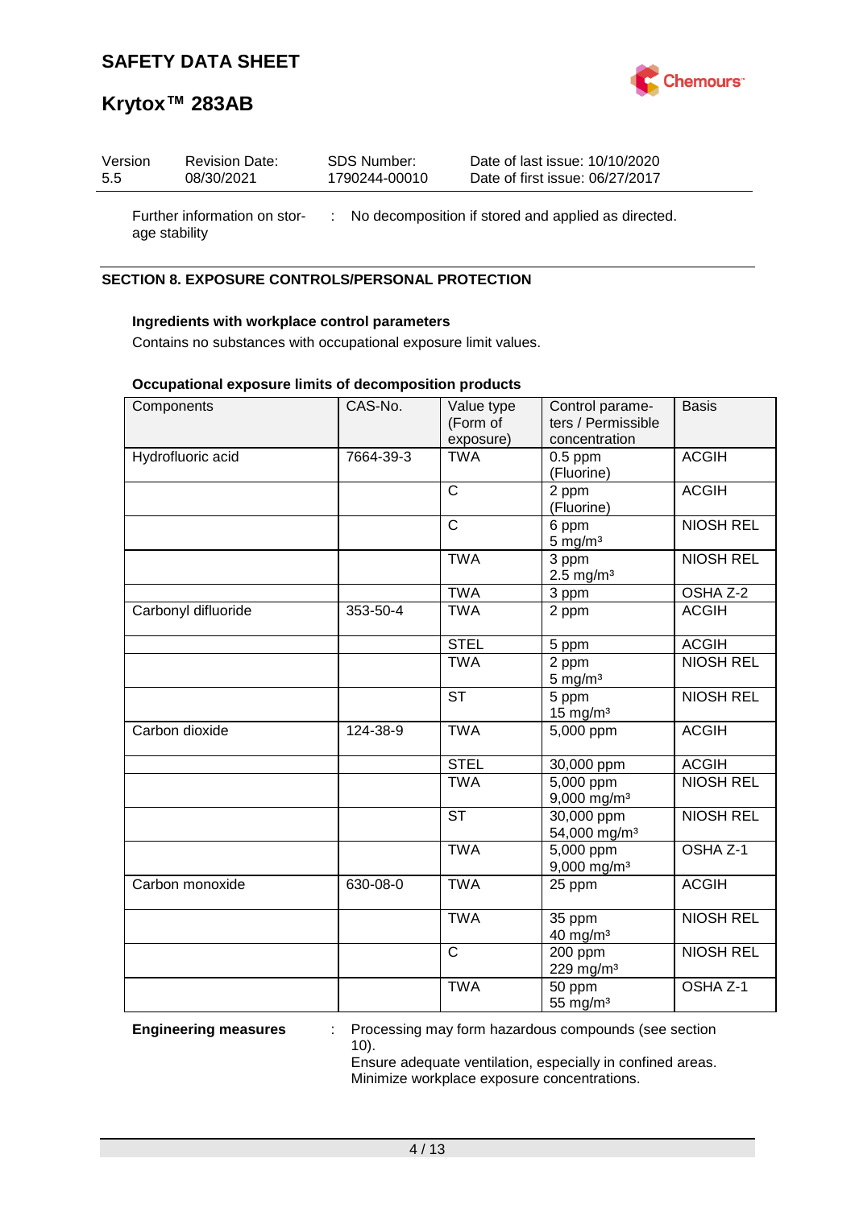| Version 5.5 | Revision Date: 08/30/2021 | SDS Number: 1790244-00010 | Date of last issue: 10/10/2020 Date of first issue: 06/27/2017 |
|---|---|---|---|

Further information on storage stability : No decomposition if stored and applied as directed.

## SECTION 8. EXPOSURE CONTROLS/PERSONAL PROTECTION

**Ingredients with workplace control parameters**

Contains no substances with occupational exposure limit values.

**Occupational exposure limits of decomposition products**

| Components | CAS-No. | Value type (Form of exposure) | Control parameters / Permissible concentration | Basis |
|---|---|---|---|---|
| Hydrofluoric acid | 7664-39-3 | TWA | 0.5 ppm (Fluorine) | ACGIH |
| | | C | 2 ppm (Fluorine) | ACGIH |
| | | C | 6 ppm 5 mg/m³ | NIOSH REL |
| | | TWA | 3 ppm 2.5 mg/m³ | NIOSH REL |
| | | TWA | 3 ppm | OSHA Z-2 |
| Carbonyl difluoride | 353-50-4 | TWA | 2 ppm | ACGIH |
| | | STEL | 5 ppm | ACGIH |
| | | TWA | 2 ppm 5 mg/m³ | NIOSH REL |
| | | ST | 5 ppm 15 mg/m³ | NIOSH REL |
| Carbon dioxide | 124-38-9 | TWA | 5,000 ppm | ACGIH |
| | | STEL | 30,000 ppm | ACGIH |
| | | TWA | 5,000 ppm 9,000 mg/m³ | NIOSH REL |
| | | ST | 30,000 ppm 54,000 mg/m³ | NIOSH REL |
| | | TWA | 5,000 ppm 9,000 mg/m³ | OSHA Z-1 |
| Carbon monoxide | 630-08-0 | TWA | 25 ppm | ACGIH |
| | | TWA | 35 ppm 40 mg/m³ | NIOSH REL |
| | | C | 200 ppm 229 mg/m³ | NIOSH REL |
| | | TWA | 50 ppm 55 mg/m³ | OSHA Z-1 |

**Engineering measures** : Processing may form hazardous compounds (see section 10).
Ensure adequate ventilation, especially in confined areas.
Minimize workplace exposure concentrations.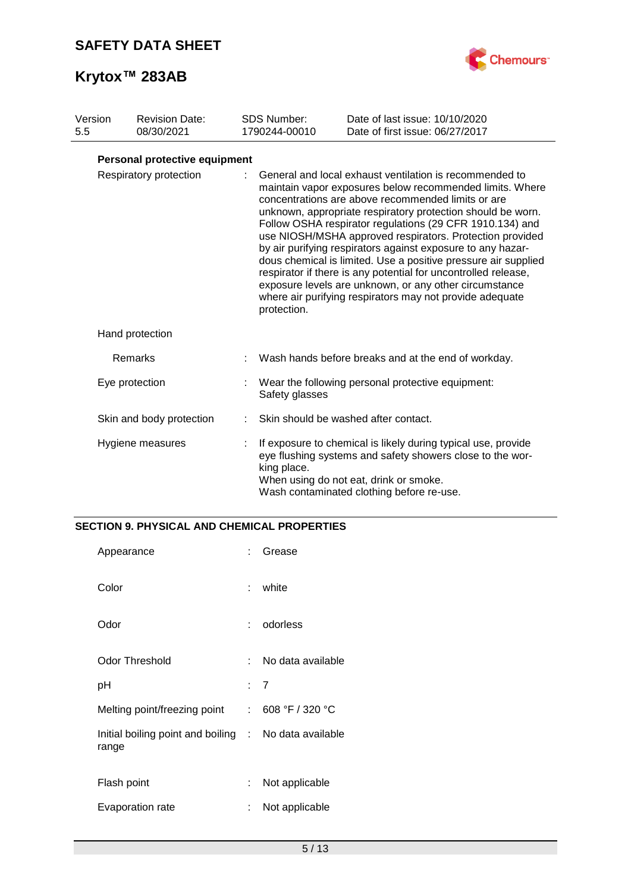**Personal protective equipment**

| | | |
|---|---|---|
| Respiratory protection | : | General and local exhaust ventilation is recommended to maintain vapor exposures below recommended limits. Where concentrations are above recommended limits or are unknown, appropriate respiratory protection should be worn. Follow OSHA respirator regulations (29 CFR 1910.134) and use NIOSH/MSHA approved respirators. Protection provided by air purifying respirators against exposure to any hazardous chemical is limited. Use a positive pressure air supplied respirator if there is any potential for uncontrolled release, exposure levels are unknown, or any other circumstance where air purifying respirators may not provide adequate protection. |
| Hand protection | | |
| Remarks | : | Wash hands before breaks and at the end of workday. |
| Eye protection | : | Wear the following personal protective equipment: Safety glasses |
| Skin and body protection | : | Skin should be washed after contact. |
| Hygiene measures | : | If exposure to chemical is likely during typical use, provide eye flushing systems and safety showers close to the working place. When using do not eat, drink or smoke. Wash contaminated clothing before re-use. |

## SECTION 9. PHYSICAL AND CHEMICAL PROPERTIES

| | | |
|---|---|---|
| Appearance | : | Grease |
| Color | : | white |
| Odor | : | odorless |
| Odor Threshold | : | No data available |
| pH | : | 7 |
| Melting point/freezing point | : | 608 °F / 320 °C |
| Initial boiling point and boiling range | : | No data available |
| Flash point | : | Not applicable |
| Evaporation rate | : | Not applicable |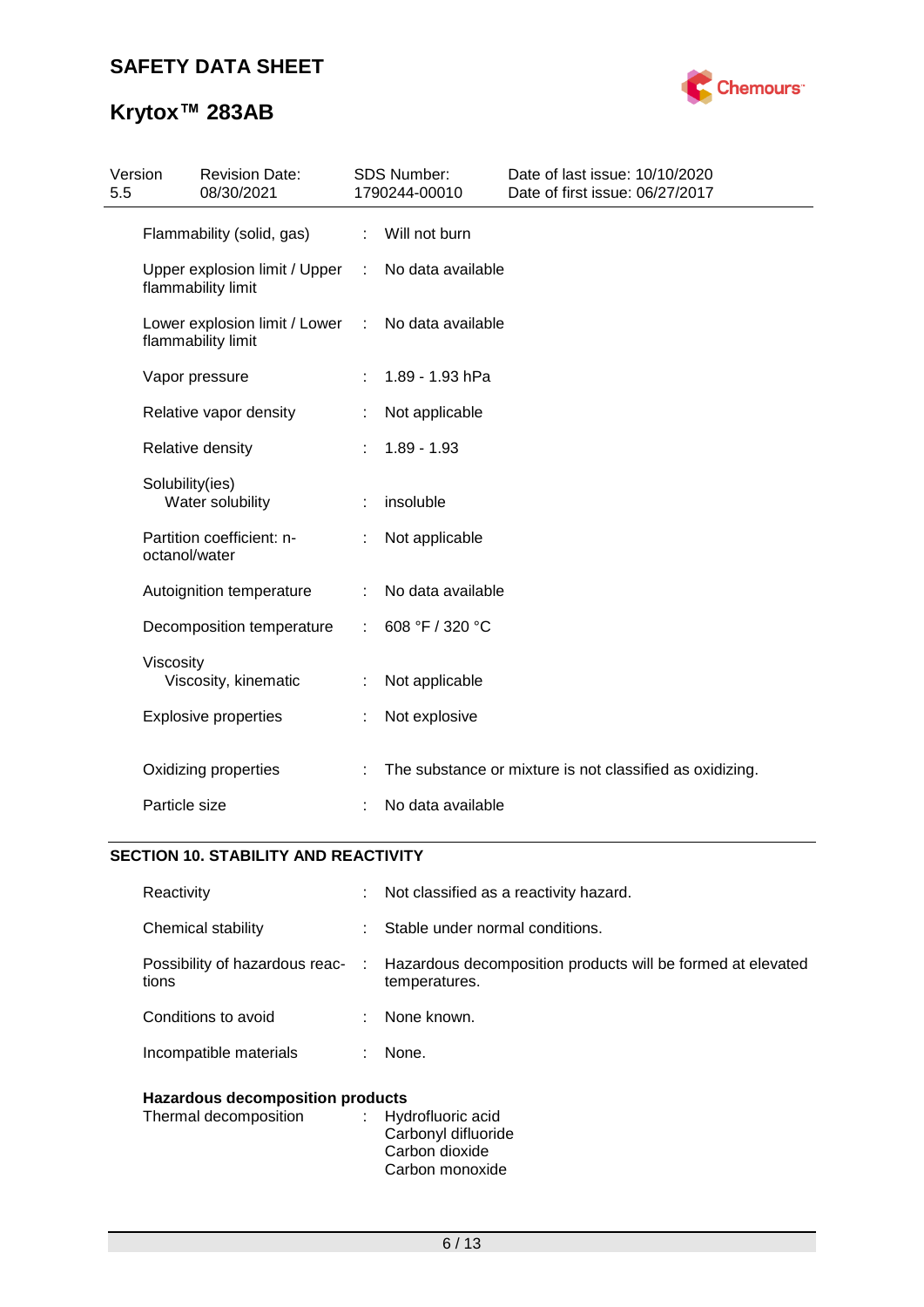| | | |
|---|---|---|
| Flammability (solid, gas) | : | Will not burn |
| Upper explosion limit / Upper flammability limit | : | No data available |
| Lower explosion limit / Lower flammability limit | : | No data available |
| Vapor pressure | : | 1.89 - 1.93 hPa |
| Relative vapor density | : | Not applicable |
| Relative density | : | 1.89 - 1.93 |
| Solubility(ies) Water solubility | : | insoluble |
| Partition coefficient: n-octanol/water | : | Not applicable |
| Autoignition temperature | : | No data available |
| Decomposition temperature | : | 608 °F / 320 °C |
| Viscosity Viscosity, kinematic | : | Not applicable |
| Explosive properties | : | Not explosive |
| Oxidizing properties | : | The substance or mixture is not classified as oxidizing. |
| Particle size | : | No data available |

## SECTION 10. STABILITY AND REACTIVITY

| | | |
|---|---|---|
| Reactivity | : | Not classified as a reactivity hazard. |
| Chemical stability | : | Stable under normal conditions. |
| Possibility of hazardous reactions | : | Hazardous decomposition products will be formed at elevated temperatures. |
| Conditions to avoid | : | None known. |
| Incompatible materials | : | None. |

**Hazardous decomposition products**

| | | |
|---|---|---|
| Thermal decomposition | : | Hydrofluoric acid<br>Carbonyl difluoride<br>Carbon dioxide<br>Carbon monoxide |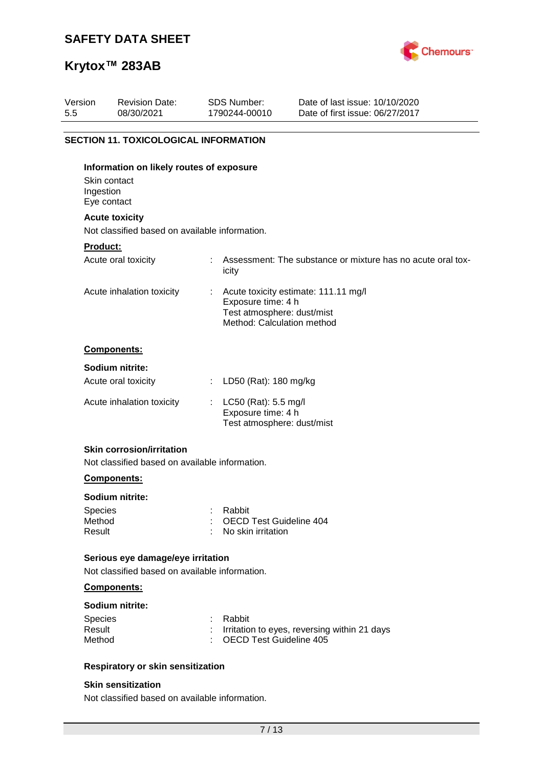## SECTION 11. TOXICOLOGICAL INFORMATION

### Information on likely routes of exposure

Skin contact
Ingestion
Eye contact

### Acute toxicity

Not classified based on available information.

**Product:**

Acute oral toxicity : Assessment: The substance or mixture has no acute oral toxicity

Acute inhalation toxicity : Acute toxicity estimate: 111.11 mg/l
Exposure time: 4 h
Test atmosphere: dust/mist
Method: Calculation method

**Components:**

**Sodium nitrite:**

Acute oral toxicity : LD50 (Rat): 180 mg/kg

Acute inhalation toxicity : LC50 (Rat): 5.5 mg/l
Exposure time: 4 h
Test atmosphere: dust/mist

### Skin corrosion/irritation

Not classified based on available information.

**Components:**

**Sodium nitrite:**

Species : Rabbit
Method : OECD Test Guideline 404
Result : No skin irritation

### Serious eye damage/eye irritation

Not classified based on available information.

**Components:**

**Sodium nitrite:**

Species : Rabbit
Result : Irritation to eyes, reversing within 21 days
Method : OECD Test Guideline 405

### Respiratory or skin sensitization

### Skin sensitization

Not classified based on available information.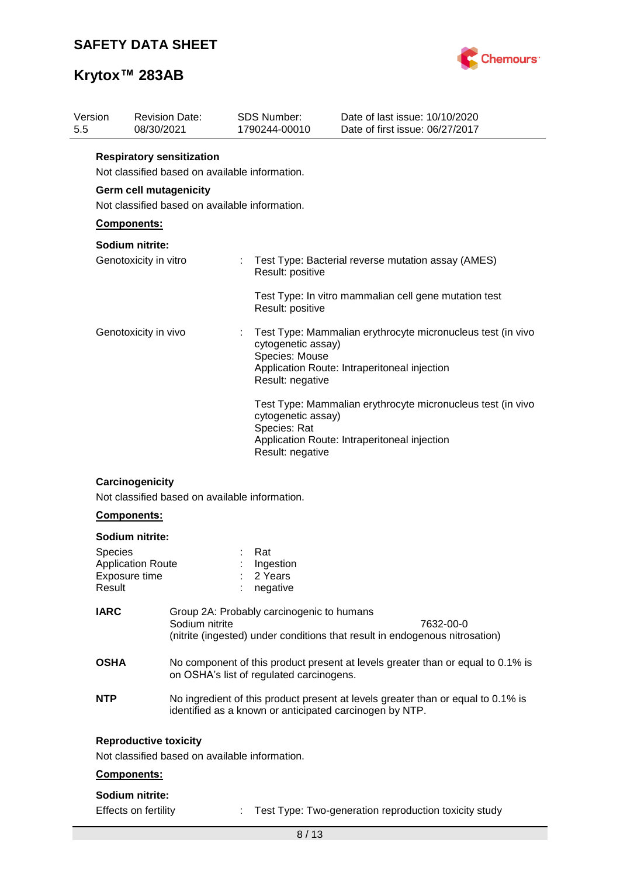**Respiratory sensitization**

Not classified based on available information.

**Germ cell mutagenicity**

Not classified based on available information.

**Components:**

**Sodium nitrite:**

| | | |
|---|---|---|
| Genotoxicity in vitro | : | Test Type: Bacterial reverse mutation assay (AMES)<br>Result: positive |
| | | Test Type: In vitro mammalian cell gene mutation test<br>Result: positive |
| Genotoxicity in vivo | : | Test Type: Mammalian erythrocyte micronucleus test (in vivo cytogenetic assay)<br>Species: Mouse<br>Application Route: Intraperitoneal injection<br>Result: negative |
| | | Test Type: Mammalian erythrocyte micronucleus test (in vivo cytogenetic assay)<br>Species: Rat<br>Application Route: Intraperitoneal injection<br>Result: negative |

**Carcinogenicity**

Not classified based on available information.

**Components:**

**Sodium nitrite:**

| | | |
|---|---|---|
| Species | : | Rat |
| Application Route | : | Ingestion |
| Exposure time | : | 2 Years |
| Result | : | negative |

| | | |
|---|---|---|
| **IARC** | Group 2A: Probably carcinogenic to humans<br>Sodium nitrite<br>(nitrite (ingested) under conditions that result in endogenous nitrosation) | 7632-00-0 |
| **OSHA** | No component of this product present at levels greater than or equal to 0.1% is on OSHA's list of regulated carcinogens. | |
| **NTP** | No ingredient of this product present at levels greater than or equal to 0.1% is identified as a known or anticipated carcinogen by NTP. | |

**Reproductive toxicity**

Not classified based on available information.

**Components:**

**Sodium nitrite:**

Effects on fertility : Test Type: Two-generation reproduction toxicity study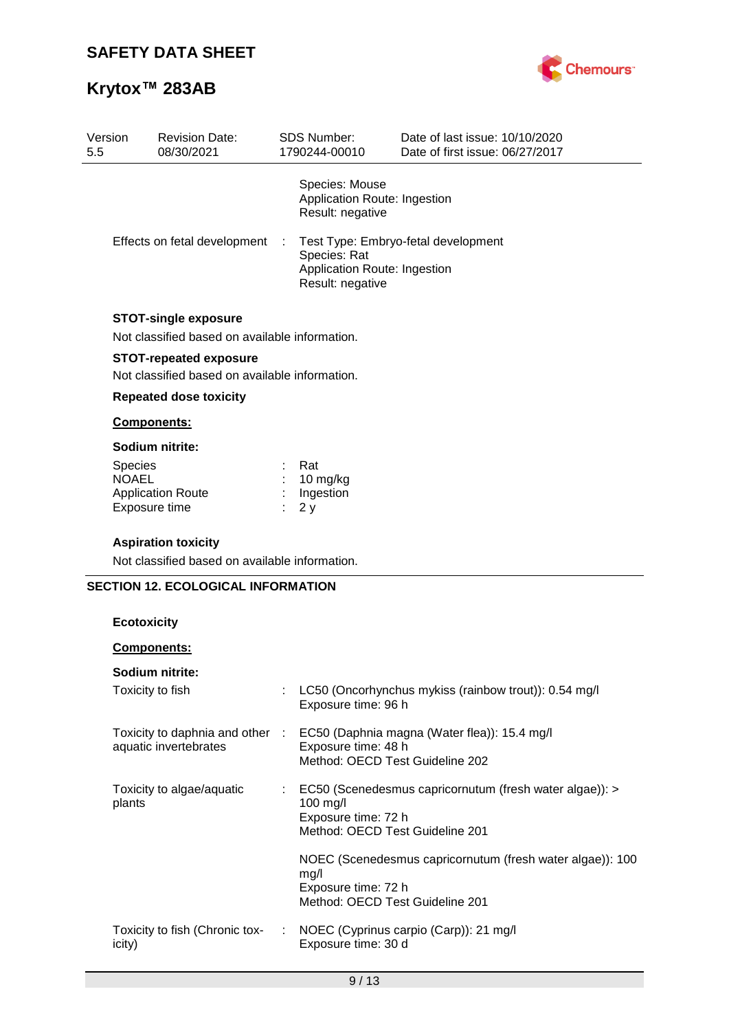Species: Mouse
Application Route: Ingestion
Result: negative

| | | |
|---|---|---|
| Effects on fetal development | : | Test Type: Embryo-fetal development<br>Species: Rat<br>Application Route: Ingestion<br>Result: negative |

**STOT-single exposure**

Not classified based on available information.

**STOT-repeated exposure**

Not classified based on available information.

**Repeated dose toxicity**

**Components:**

**Sodium nitrite:**

| | | |
|---|---|---|
| Species | : | Rat |
| NOAEL | : | 10 mg/kg |
| Application Route | : | Ingestion |
| Exposure time | : | 2 y |

**Aspiration toxicity**

Not classified based on available information.

## SECTION 12. ECOLOGICAL INFORMATION

**Ecotoxicity**

**Components:**

**Sodium nitrite:**

| | | |
|---|---|---|
| Toxicity to fish | : | LC50 (Oncorhynchus mykiss (rainbow trout)): 0.54 mg/l<br>Exposure time: 96 h |
| Toxicity to daphnia and other aquatic invertebrates | : | EC50 (Daphnia magna (Water flea)): 15.4 mg/l<br>Exposure time: 48 h<br>Method: OECD Test Guideline 202 |
| Toxicity to algae/aquatic plants | : | EC50 (Scenedesmus capricornutum (fresh water algae)): > 100 mg/l<br>Exposure time: 72 h<br>Method: OECD Test Guideline 201 |
| | | NOEC (Scenedesmus capricornutum (fresh water algae)): 100 mg/l<br>Exposure time: 72 h<br>Method: OECD Test Guideline 201 |
| Toxicity to fish (Chronic toxicity) | : | NOEC (Cyprinus carpio (Carp)): 21 mg/l<br>Exposure time: 30 d |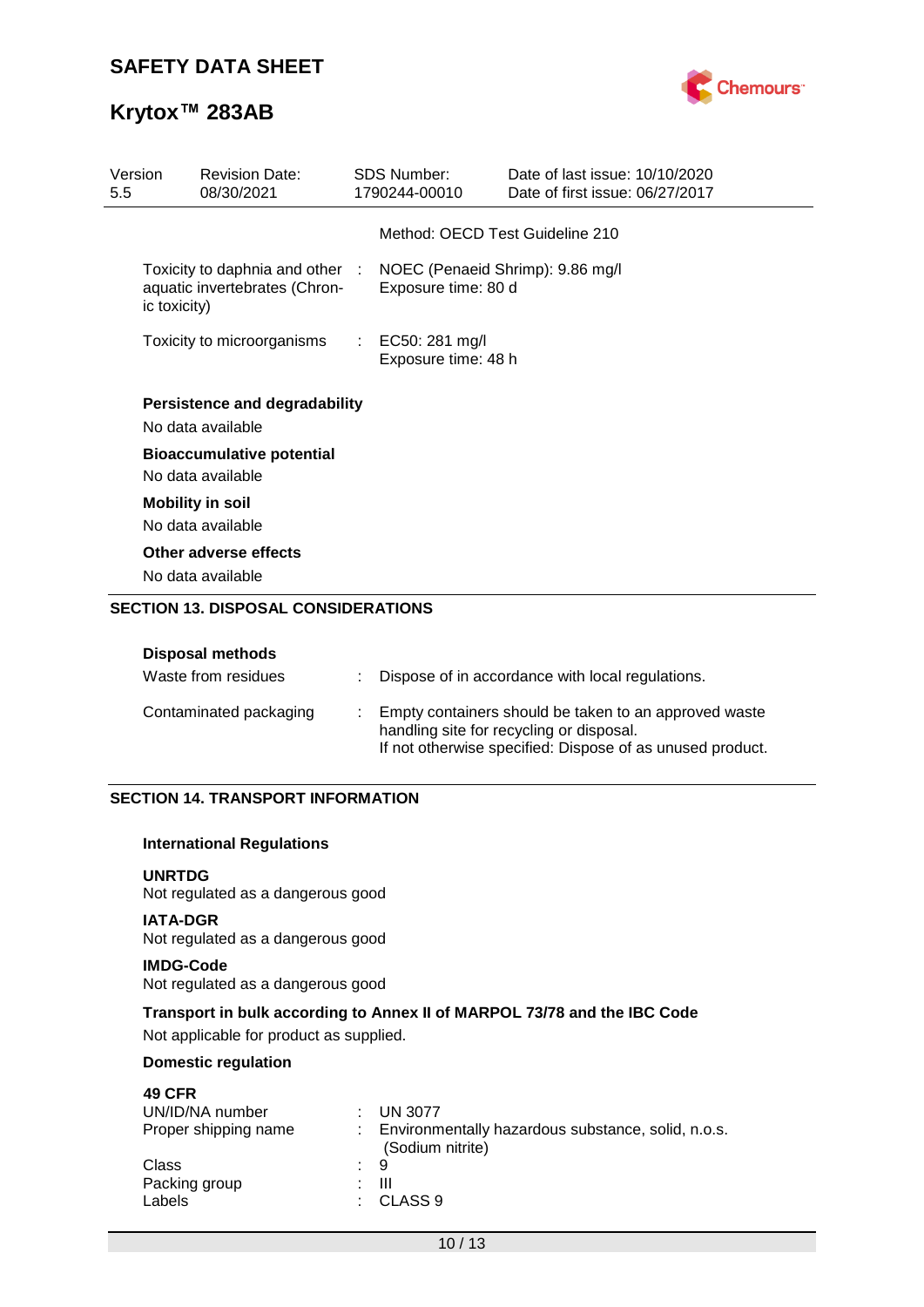Method: OECD Test Guideline 210

Toxicity to daphnia and other aquatic invertebrates (Chronic toxicity) : NOEC (Penaeid Shrimp): 9.86 mg/l
Exposure time: 80 d

Toxicity to microorganisms : EC50: 281 mg/l
Exposure time: 48 h

**Persistence and degradability**

No data available

**Bioaccumulative potential**

No data available

**Mobility in soil**

No data available

**Other adverse effects**

No data available

## SECTION 13. DISPOSAL CONSIDERATIONS

**Disposal methods**

Waste from residues : Dispose of in accordance with local regulations.

Contaminated packaging : Empty containers should be taken to an approved waste handling site for recycling or disposal.
If not otherwise specified: Dispose of as unused product.

## SECTION 14. TRANSPORT INFORMATION

**International Regulations**

**UNRTDG**

Not regulated as a dangerous good

**IATA-DGR**

Not regulated as a dangerous good

**IMDG-Code**

Not regulated as a dangerous good

**Transport in bulk according to Annex II of MARPOL 73/78 and the IBC Code**

Not applicable for product as supplied.

**Domestic regulation**

**49 CFR**

UN/ID/NA number : UN 3077
Proper shipping name : Environmentally hazardous substance, solid, n.o.s. (Sodium nitrite)
Class : 9
Packing group : III
Labels : CLASS 9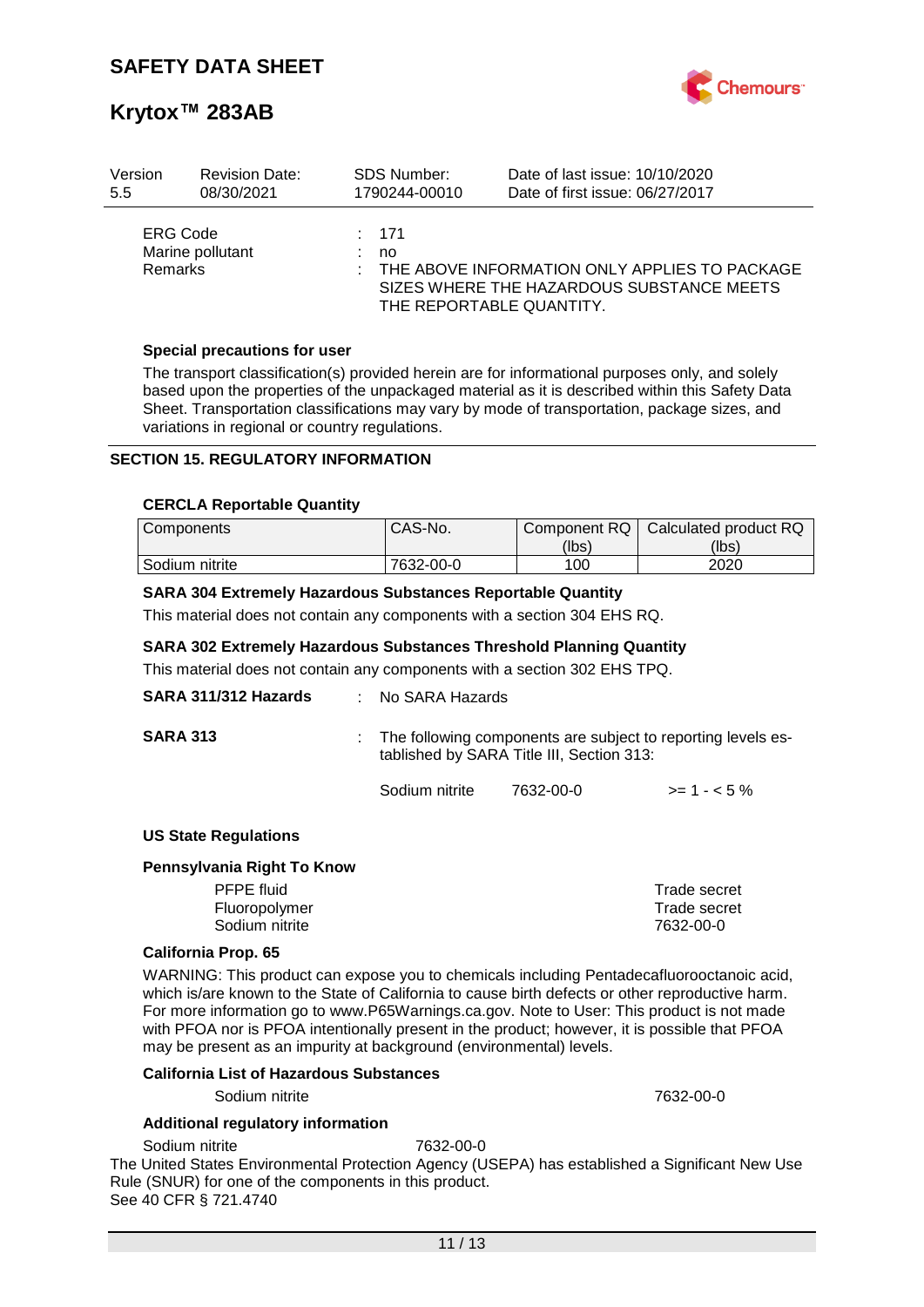| | | |
|---|---|---|
| ERG Code | : | 171 |
| Marine pollutant | : | no |
| Remarks | : | THE ABOVE INFORMATION ONLY APPLIES TO PACKAGE SIZES WHERE THE HAZARDOUS SUBSTANCE MEETS THE REPORTABLE QUANTITY. |

**Special precautions for user**

The transport classification(s) provided herein are for informational purposes only, and solely based upon the properties of the unpackaged material as it is described within this Safety Data Sheet. Transportation classifications may vary by mode of transportation, package sizes, and variations in regional or country regulations.

## SECTION 15. REGULATORY INFORMATION

**CERCLA Reportable Quantity**

| Components | CAS-No. | Component RQ (lbs) | Calculated product RQ (lbs) |
|---|---|---|---|
| Sodium nitrite | 7632-00-0 | 100 | 2020 |

**SARA 304 Extremely Hazardous Substances Reportable Quantity**

This material does not contain any components with a section 304 EHS RQ.

**SARA 302 Extremely Hazardous Substances Threshold Planning Quantity**

This material does not contain any components with a section 302 EHS TPQ.

**SARA 311/312 Hazards** : No SARA Hazards

**SARA 313** : The following components are subject to reporting levels established by SARA Title III, Section 313:

| | | |
|---|---|---|
| Sodium nitrite | 7632-00-0 | >= 1 - < 5 % |

**US State Regulations**

**Pennsylvania Right To Know**

| | |
|---|---|
| PFPE fluid | Trade secret |
| Fluoropolymer | Trade secret |
| Sodium nitrite | 7632-00-0 |

**California Prop. 65**

WARNING: This product can expose you to chemicals including Pentadecafluorooctanoic acid, which is/are known to the State of California to cause birth defects or other reproductive harm. For more information go to www.P65Warnings.ca.gov. Note to User: This product is not made with PFOA nor is PFOA intentionally present in the product; however, it is possible that PFOA may be present as an impurity at background (environmental) levels.

**California List of Hazardous Substances**

| | |
|---|---|
| Sodium nitrite | 7632-00-0 |

**Additional regulatory information**

Sodium nitrite 7632-00-0

The United States Environmental Protection Agency (USEPA) has established a Significant New Use Rule (SNUR) for one of the components in this product.
See 40 CFR § 721.4740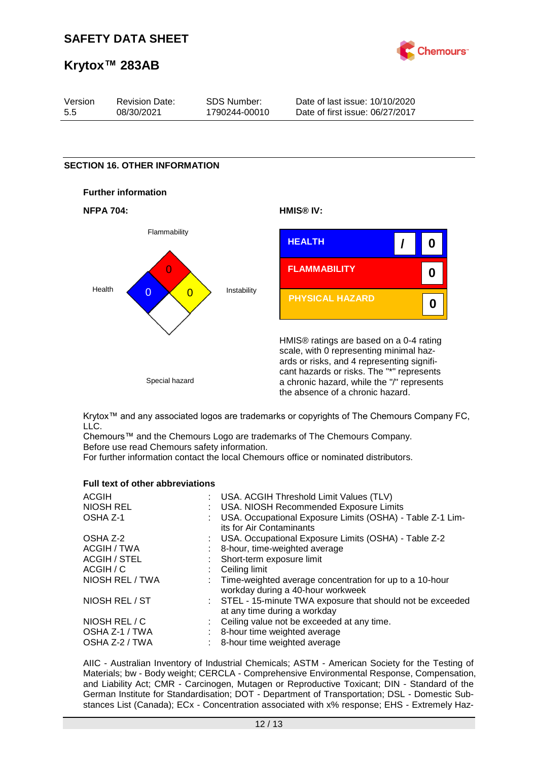## SECTION 16. OTHER INFORMATION

### Further information

**NFPA 704:**

| Flammability | Health | Instability | Special hazard |
|---|---|---|---|
| 0 | 0 | 0 | |

**HMIS® IV:**

| | | |
|---|---|---|
| HEALTH | / | 0 |
| FLAMMABILITY | | 0 |
| PHYSICAL HAZARD | | 0 |

HMIS® ratings are based on a 0-4 rating scale, with 0 representing minimal hazards or risks, and 4 representing significant hazards or risks. The "*" represents a chronic hazard, while the "/" represents the absence of a chronic hazard.

Krytox™ and any associated logos are trademarks or copyrights of The Chemours Company FC, LLC.
Chemours™ and the Chemours Logo are trademarks of The Chemours Company.
Before use read Chemours safety information.
For further information contact the local Chemours office or nominated distributors.

### Full text of other abbreviations

| | | |
|---|---|---|
| ACGIH | : | USA. ACGIH Threshold Limit Values (TLV) |
| NIOSH REL | : | USA. NIOSH Recommended Exposure Limits |
| OSHA Z-1 | : | USA. Occupational Exposure Limits (OSHA) - Table Z-1 Limits for Air Contaminants |
| OSHA Z-2 | : | USA. Occupational Exposure Limits (OSHA) - Table Z-2 |
| ACGIH / TWA | : | 8-hour, time-weighted average |
| ACGIH / STEL | : | Short-term exposure limit |
| ACGIH / C | : | Ceiling limit |
| NIOSH REL / TWA | : | Time-weighted average concentration for up to a 10-hour workday during a 40-hour workweek |
| NIOSH REL / ST | : | STEL - 15-minute TWA exposure that should not be exceeded at any time during a workday |
| NIOSH REL / C | : | Ceiling value not be exceeded at any time. |
| OSHA Z-1 / TWA | : | 8-hour time weighted average |
| OSHA Z-2 / TWA | : | 8-hour time weighted average |

AIIC - Australian Inventory of Industrial Chemicals; ASTM - American Society for the Testing of Materials; bw - Body weight; CERCLA - Comprehensive Environmental Response, Compensation, and Liability Act; CMR - Carcinogen, Mutagen or Reproductive Toxicant; DIN - Standard of the German Institute for Standardisation; DOT - Department of Transportation; DSL - Domestic Substances List (Canada); ECx - Concentration associated with x% response; EHS - Extremely Haz-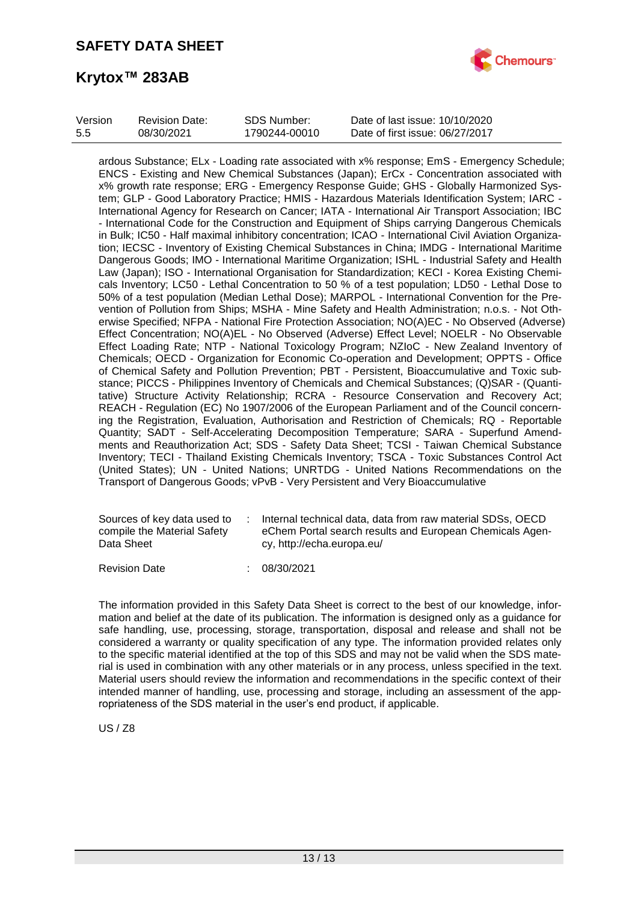ardous Substance; ELx - Loading rate associated with x% response; EmS - Emergency Schedule; ENCS - Existing and New Chemical Substances (Japan); ErCx - Concentration associated with x% growth rate response; ERG - Emergency Response Guide; GHS - Globally Harmonized System; GLP - Good Laboratory Practice; HMIS - Hazardous Materials Identification System; IARC - International Agency for Research on Cancer; IATA - International Air Transport Association; IBC - International Code for the Construction and Equipment of Ships carrying Dangerous Chemicals in Bulk; IC50 - Half maximal inhibitory concentration; ICAO - International Civil Aviation Organization; IECSC - Inventory of Existing Chemical Substances in China; IMDG - International Maritime Dangerous Goods; IMO - International Maritime Organization; ISHL - Industrial Safety and Health Law (Japan); ISO - International Organisation for Standardization; KECI - Korea Existing Chemicals Inventory; LC50 - Lethal Concentration to 50 % of a test population; LD50 - Lethal Dose to 50% of a test population (Median Lethal Dose); MARPOL - International Convention for the Prevention of Pollution from Ships; MSHA - Mine Safety and Health Administration; n.o.s. - Not Otherwise Specified; NFPA - National Fire Protection Association; NO(A)EC - No Observed (Adverse) Effect Concentration; NO(A)EL - No Observed (Adverse) Effect Level; NOELR - No Observable Effect Loading Rate; NTP - National Toxicology Program; NZIoC - New Zealand Inventory of Chemicals; OECD - Organization for Economic Co-operation and Development; OPPTS - Office of Chemical Safety and Pollution Prevention; PBT - Persistent, Bioaccumulative and Toxic substance; PICCS - Philippines Inventory of Chemicals and Chemical Substances; (Q)SAR - (Quantitative) Structure Activity Relationship; RCRA - Resource Conservation and Recovery Act; REACH - Regulation (EC) No 1907/2006 of the European Parliament and of the Council concerning the Registration, Evaluation, Authorisation and Restriction of Chemicals; RQ - Reportable Quantity; SADT - Self-Accelerating Decomposition Temperature; SARA - Superfund Amendments and Reauthorization Act; SDS - Safety Data Sheet; TCSI - Taiwan Chemical Substance Inventory; TECI - Thailand Existing Chemicals Inventory; TSCA - Toxic Substances Control Act (United States); UN - United Nations; UNRTDG - United Nations Recommendations on the Transport of Dangerous Goods; vPvB - Very Persistent and Very Bioaccumulative

Sources of key data used to compile the Material Safety Data Sheet : Internal technical data, data from raw material SDSs, OECD eChem Portal search results and European Chemicals Agency, http://echa.europa.eu/

Revision Date : 08/30/2021

The information provided in this Safety Data Sheet is correct to the best of our knowledge, information and belief at the date of its publication. The information is designed only as a guidance for safe handling, use, processing, storage, transportation, disposal and release and shall not be considered a warranty or quality specification of any type. The information provided relates only to the specific material identified at the top of this SDS and may not be valid when the SDS material is used in combination with any other materials or in any process, unless specified in the text. Material users should review the information and recommendations in the specific context of their intended manner of handling, use, processing and storage, including an assessment of the appropriateness of the SDS material in the user's end product, if applicable.

US / Z8